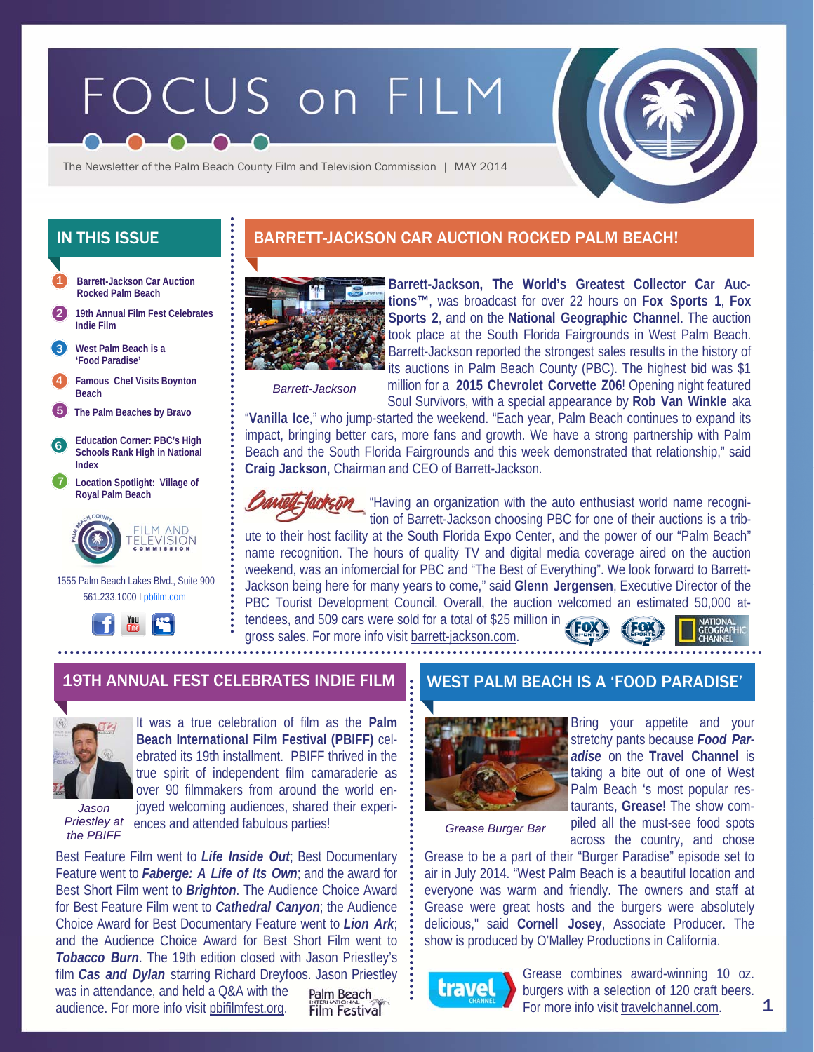# FOCUS on FILM

The Newsletter of the Palm Beach County Film and Television Commission | MAY 2014

## IN THIS ISSUE

1. Barrett-Jackson Car Auction Rocked Palm Beach
2. 19th Annual Film Fest Celebrates Indie Film
3. West Palm Beach is a 'Food Paradise'
4. Famous Chef Visits Boynton Beach
5. The Palm Beaches by Bravo
6. Education Corner: PBC's High Schools Rank High in National Index
7. Location Spotlight: Village of Royal Palm Beach

Palm Beach County Film and Television Commission

1555 Palm Beach Lakes Blvd., Suite 900
561.233.1000 I pbfilm.com

## BARRETT-JACKSON CAR AUCTION ROCKED PALM BEACH!

Barrett-Jackson

**Barrett-Jackson, The World's Greatest Collector Car Auctions™**, was broadcast for over 22 hours on **Fox Sports 1**, **Fox Sports 2**, and on the **National Geographic Channel**. The auction took place at the South Florida Fairgrounds in West Palm Beach. Barrett-Jackson reported the strongest sales results in the history of its auctions in Palm Beach County (PBC). The highest bid was $1 million for a **2015 Chevrolet Corvette Z06**! Opening night featured Soul Survivors, with a special appearance by **Rob Van Winkle** aka "**Vanilla Ice**," who jump-started the weekend. "Each year, Palm Beach continues to expand its impact, bringing better cars, more fans and growth. We have a strong partnership with Palm Beach and the South Florida Fairgrounds and this week demonstrated that relationship," said **Craig Jackson**, Chairman and CEO of Barrett-Jackson.

"Having an organization with the auto enthusiast world name recognition of Barrett-Jackson choosing PBC for one of their auctions is a tribute to their host facility at the South Florida Expo Center, and the power of our "Palm Beach" name recognition. The hours of quality TV and digital media coverage aired on the auction weekend, was an infomercial for PBC and "The Best of Everything". We look forward to Barrett-Jackson being here for many years to come," said **Glenn Jergensen**, Executive Director of the PBC Tourist Development Council. Overall, the auction welcomed an estimated 50,000 attendees, and 509 cars were sold for a total of $25 million in gross sales. For more info visit barrett-jackson.com.

## 19TH ANNUAL FEST CELEBRATES INDIE FILM

Jason Priestley at the PBIFF

It was a true celebration of film as the **Palm Beach International Film Festival (PBIFF)** celebrated its 19th installment. PBIFF thrived in the true spirit of independent film camaraderie as over 90 filmmakers from around the world enjoyed welcoming audiences, shared their experiences and attended fabulous parties!

Best Feature Film went to ***Life Inside Out***; Best Documentary Feature went to ***Faberge: A Life of Its Own***; and the award for Best Short Film went to ***Brighton***. The Audience Choice Award for Best Feature Film went to ***Cathedral Canyon***; the Audience Choice Award for Best Documentary Feature went to ***Lion Ark***; and the Audience Choice Award for Best Short Film went to ***Tobacco Burn***. The 19th edition closed with Jason Priestley's film ***Cas and Dylan*** starring Richard Dreyfoos. Jason Priestley was in attendance, and held a Q&A with the audience. For more info visit pbifilmfest.org.

## WEST PALM BEACH IS A 'FOOD PARADISE'

Grease Burger Bar

Bring your appetite and your stretchy pants because ***Food Paradise*** on the **Travel Channel** is taking a bite out of one of West Palm Beach 's most popular restaurants, **Grease**! The show compiled all the must-see food spots across the country, and chose Grease to be a part of their "Burger Paradise" episode set to air in July 2014. "West Palm Beach is a beautiful location and everyone was warm and friendly. The owners and staff at Grease were great hosts and the burgers were absolutely delicious," said **Cornell Josey**, Associate Producer. The show is produced by O'Malley Productions in California.

Grease combines award-winning 10 oz. burgers with a selection of 120 craft beers. For more info visit travelchannel.com.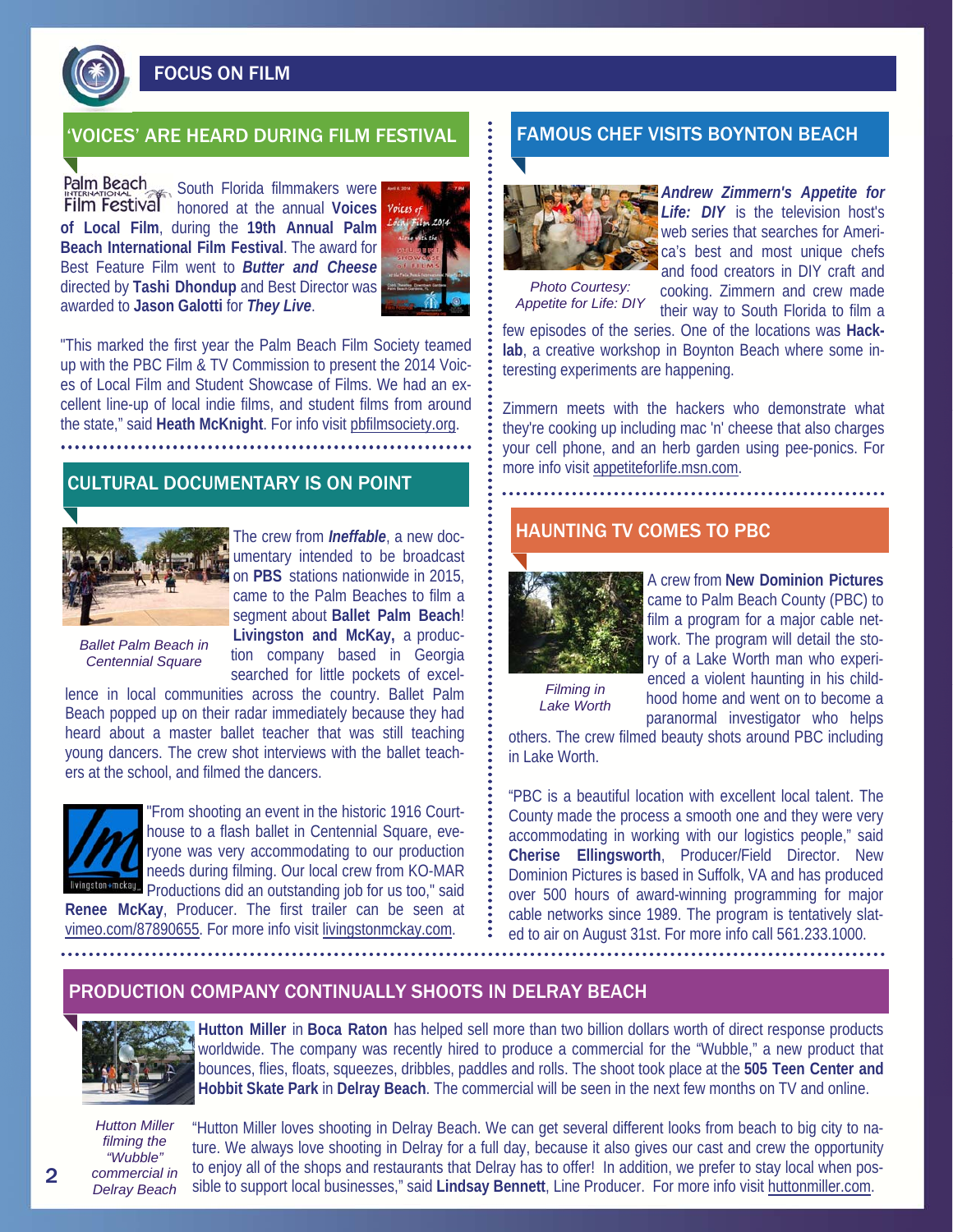# FOCUS ON FILM

## 'VOICES' ARE HEARD DURING FILM FESTIVAL

South Florida filmmakers were honored at the annual **Voices of Local Film**, during the **19th Annual Palm Beach International Film Festival**. The award for Best Feature Film went to ***Butter and Cheese*** directed by **Tashi Dhondup** and Best Director was awarded to **Jason Galotti** for ***They Live***.

"This marked the first year the Palm Beach Film Society teamed up with the PBC Film & TV Commission to present the 2014 Voices of Local Film and Student Showcase of Films. We had an excellent line-up of local indie films, and student films from around the state," said **Heath McKnight**. For info visit pbfilmsociety.org.

## CULTURAL DOCUMENTARY IS ON POINT

*Ballet Palm Beach in Centennial Square*

The crew from ***Ineffable***, a new documentary intended to be broadcast on **PBS** stations nationwide in 2015, came to the Palm Beaches to film a segment about **Ballet Palm Beach**! **Livingston and McKay,** a production company based in Georgia searched for little pockets of excellence in local communities across the country. Ballet Palm Beach popped up on their radar immediately because they had heard about a master ballet teacher that was still teaching young dancers. The crew shot interviews with the ballet teachers at the school, and filmed the dancers.

"From shooting an event in the historic 1916 Courthouse to a flash ballet in Centennial Square, everyone was very accommodating to our production needs during filming. Our local crew from KO-MAR Productions did an outstanding job for us too," said **Renee McKay**, Producer. The first trailer can be seen at vimeo.com/87890655. For more info visit livingstonmckay.com.

## FAMOUS CHEF VISITS BOYNTON BEACH

*Photo Courtesy: Appetite for Life: DIY*

***Andrew Zimmern's Appetite for Life: DIY*** is the television host's web series that searches for America's best and most unique chefs and food creators in DIY craft and cooking. Zimmern and crew made their way to South Florida to film a few episodes of the series. One of the locations was **Hacklab**, a creative workshop in Boynton Beach where some interesting experiments are happening.

Zimmern meets with the hackers who demonstrate what they're cooking up including mac 'n' cheese that also charges your cell phone, and an herb garden using pee-ponics. For more info visit appetiteforlife.msn.com.

## HAUNTING TV COMES TO PBC

*Filming in Lake Worth*

A crew from **New Dominion Pictures** came to Palm Beach County (PBC) to film a program for a major cable network. The program will detail the story of a Lake Worth man who experienced a violent haunting in his childhood home and went on to become a paranormal investigator who helps others. The crew filmed beauty shots around PBC including in Lake Worth.

"PBC is a beautiful location with excellent local talent. The County made the process a smooth one and they were very accommodating in working with our logistics people," said **Cherise Ellingsworth**, Producer/Field Director. New Dominion Pictures is based in Suffolk, VA and has produced over 500 hours of award-winning programming for major cable networks since 1989. The program is tentatively slated to air on August 31st. For more info call 561.233.1000.

## PRODUCTION COMPANY CONTINUALLY SHOOTS IN DELRAY BEACH

**Hutton Miller** in **Boca Raton** has helped sell more than two billion dollars worth of direct response products worldwide. The company was recently hired to produce a commercial for the "Wubble," a new product that bounces, flies, floats, squeezes, dribbles, paddles and rolls. The shoot took place at the **505 Teen Center and Hobbit Skate Park** in **Delray Beach**. The commercial will be seen in the next few months on TV and online.

*Hutton Miller filming the "Wubble" commercial in Delray Beach*

"Hutton Miller loves shooting in Delray Beach. We can get several different looks from beach to big city to nature. We always love shooting in Delray for a full day, because it also gives our cast and crew the opportunity to enjoy all of the shops and restaurants that Delray has to offer! In addition, we prefer to stay local when possible to support local businesses," said **Lindsay Bennett**, Line Producer. For more info visit huttonmiller.com.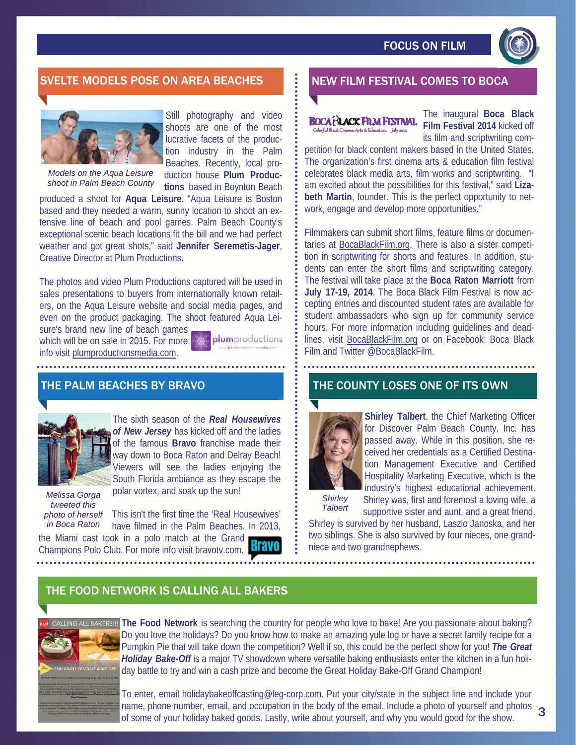## SVELTE MODELS POSE ON AREA BEACHES

Models on the Aqua Leisure shoot in Palm Beach County

Still photography and video shoots are one of the most lucrative facets of the production industry in the Palm Beaches. Recently, local production house **Plum Productions** based in Boynton Beach produced a shoot for **Aqua Leisure**. "Aqua Leisure is Boston based and they needed a warm, sunny location to shoot an extensive line of beach and pool games. Palm Beach County's exceptional scenic beach locations fit the bill and we had perfect weather and got great shots," said **Jennifer Seremetis-Jager**, Creative Director at Plum Productions.

The photos and video Plum Productions captured will be used in sales presentations to buyers from internationally known retailers, on the Aqua Leisure website and social media pages, and even on the product packaging. The shoot featured Aqua Leisure's brand new line of beach games which will be on sale in 2015. For more info visit plumproductionsmedia.com.

## THE PALM BEACHES BY BRAVO

Melissa Gorga tweeted this photo of herself in Boca Raton

The sixth season of the ***Real Housewives of New Jersey*** has kicked off and the ladies of the famous **Bravo** franchise made their way down to Boca Raton and Delray Beach! Viewers will see the ladies enjoying the South Florida ambiance as they escape the polar vortex, and soak up the sun!

This isn't the first time the 'Real Housewives' have filmed in the Palm Beaches. In 2013, the Miami cast took in a polo match at the Grand Champions Polo Club. For more info visit bravotv.com.

## NEW FILM FESTIVAL COMES TO BOCA

The inaugural **Boca Black Film Festival 2014** kicked off its film and scriptwriting competition for black content makers based in the United States. The organization's first cinema arts & education film festival celebrates black media arts, film works and scriptwriting. "I am excited about the possibilities for this festival," said **Lizabeth Martin**, founder. This is the perfect opportunity to network, engage and develop more opportunities."

Filmmakers can submit short films, feature films or documentaries at BocaBlackFilm.org. There is also a sister competition in scriptwriting for shorts and features. In addition, students can enter the short films and scriptwriting category. The festival will take place at the **Boca Raton Marriott** from **July 17-19, 2014**. The Boca Black Film Festival is now accepting entries and discounted student rates are available for student ambassadors who sign up for community service hours. For more information including guidelines and deadlines, visit BocaBlackFilm.org or on Facebook: Boca Black Film and Twitter @BocaBlackFilm.

## THE COUNTY LOSES ONE OF ITS OWN

Shirley Talbert

**Shirley Talbert**, the Chief Marketing Officer for Discover Palm Beach County, Inc. has passed away. While in this position, she received her credentials as a Certified Destination Management Executive and Certified Hospitality Marketing Executive, which is the industry's highest educational achievement. Shirley was, first and foremost a loving wife, a supportive sister and aunt, and a great friend. Shirley is survived by her husband, Laszlo Janoska, and her two siblings. She is also survived by four nieces, one grandniece and two grandnephews.

## THE FOOD NETWORK IS CALLING ALL BAKERS

**The Food Network** is searching the country for people who love to bake! Are you passionate about baking? Do you love the holidays? Do you know how to make an amazing yule log or have a secret family recipe for a Pumpkin Pie that will take down the competition? Well if so, this could be the perfect show for you! ***The Great Holiday Bake-Off*** is a major TV showdown where versatile baking enthusiasts enter the kitchen in a fun holiday battle to try and win a cash prize and become the Great Holiday Bake-Off Grand Champion!

To enter, email holidaybakeoffcasting@leg-corp.com. Put your city/state in the subject line and include your name, phone number, email, and occupation in the body of the email. Include a photo of yourself and photos of some of your holiday baked goods. Lastly, write about yourself, and why you would good for the show.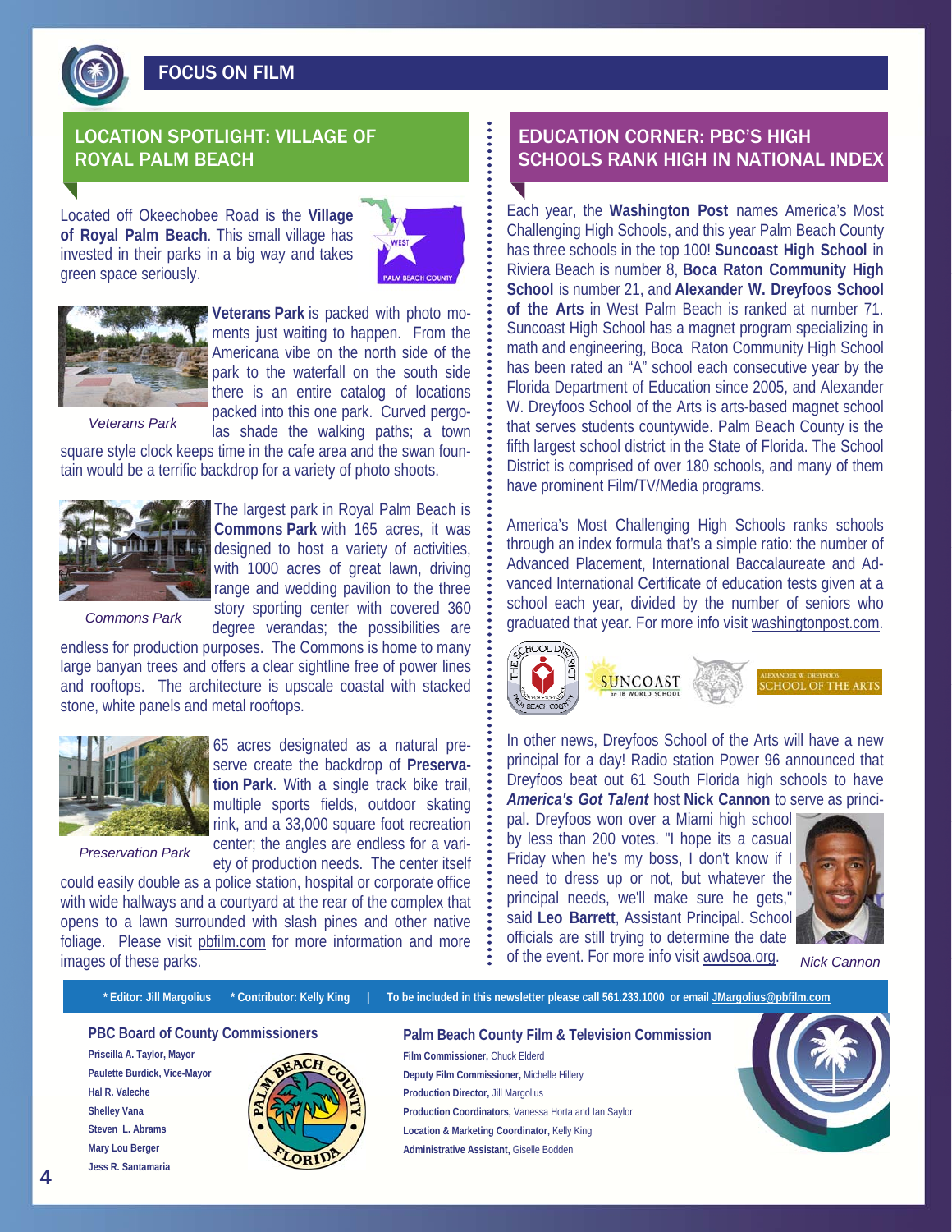# FOCUS ON FILM

## LOCATION SPOTLIGHT: VILLAGE OF ROYAL PALM BEACH

Located off Okeechobee Road is the **Village of Royal Palm Beach**. This small village has invested in their parks in a big way and takes green space seriously.

**Veterans Park** is packed with photo moments just waiting to happen. From the Americana vibe on the north side of the park to the waterfall on the south side there is an entire catalog of locations packed into this one park. Curved pergolas shade the walking paths; a town square style clock keeps time in the cafe area and the swan fountain would be a terrific backdrop for a variety of photo shoots.

*Veterans Park*

The largest park in Royal Palm Beach is **Commons Park** with 165 acres, it was designed to host a variety of activities, with 1000 acres of great lawn, driving range and wedding pavilion to the three story sporting center with covered 360 degree verandas; the possibilities are endless for production purposes. The Commons is home to many large banyan trees and offers a clear sightline free of power lines and rooftops. The architecture is upscale coastal with stacked stone, white panels and metal rooftops.

*Commons Park*

65 acres designated as a natural preserve create the backdrop of **Preservation Park**. With a single track bike trail, multiple sports fields, outdoor skating rink, and a 33,000 square foot recreation center; the angles are endless for a variety of production needs. The center itself could easily double as a police station, hospital or corporate office with wide hallways and a courtyard at the rear of the complex that opens to a lawn surrounded with slash pines and other native foliage. Please visit pbfilm.com for more information and more images of these parks.

*Preservation Park*

## EDUCATION CORNER: PBC'S HIGH SCHOOLS RANK HIGH IN NATIONAL INDEX

Each year, the **Washington Post** names America's Most Challenging High Schools, and this year Palm Beach County has three schools in the top 100! **Suncoast High School** in Riviera Beach is number 8, **Boca Raton Community High School** is number 21, and **Alexander W. Dreyfoos School of the Arts** in West Palm Beach is ranked at number 71. Suncoast High School has a magnet program specializing in math and engineering, Boca Raton Community High School has been rated an "A" school each consecutive year by the Florida Department of Education since 2005, and Alexander W. Dreyfoos School of the Arts is arts-based magnet school that serves students countywide. Palm Beach County is the fifth largest school district in the State of Florida. The School District is comprised of over 180 schools, and many of them have prominent Film/TV/Media programs.

America's Most Challenging High Schools ranks schools through an index formula that's a simple ratio: the number of Advanced Placement, International Baccalaureate and Advanced International Certificate of education tests given at a school each year, divided by the number of seniors who graduated that year. For more info visit washingtonpost.com.

In other news, Dreyfoos School of the Arts will have a new principal for a day! Radio station Power 96 announced that Dreyfoos beat out 61 South Florida high schools to have ***America's Got Talent*** host **Nick Cannon** to serve as principal. Dreyfoos won over a Miami high school by less than 200 votes. "I hope its a casual Friday when he's my boss, I don't know if I need to dress up or not, but whatever the principal needs, we'll make sure he gets," said **Leo Barrett**, Assistant Principal. School officials are still trying to determine the date of the event. For more info visit awdsoa.org.

*Nick Cannon*

\* Editor: Jill Margolius \* Contributor: Kelly King | To be included in this newsletter please call 561.233.1000 or email JMargolius@pbfilm.com

### PBC Board of County Commissioners

Priscilla A. Taylor, Mayor
Paulette Burdick, Vice-Mayor
Hal R. Valeche
Shelley Vana
Steven L. Abrams
Mary Lou Berger
Jess R. Santamaria

### Palm Beach County Film & Television Commission

**Film Commissioner,** Chuck Elderd
**Deputy Film Commissioner,** Michelle Hillery
**Production Director,** Jill Margolius
**Production Coordinators,** Vanessa Horta and Ian Saylor
**Location & Marketing Coordinator,** Kelly King
**Administrative Assistant,** Giselle Bodden